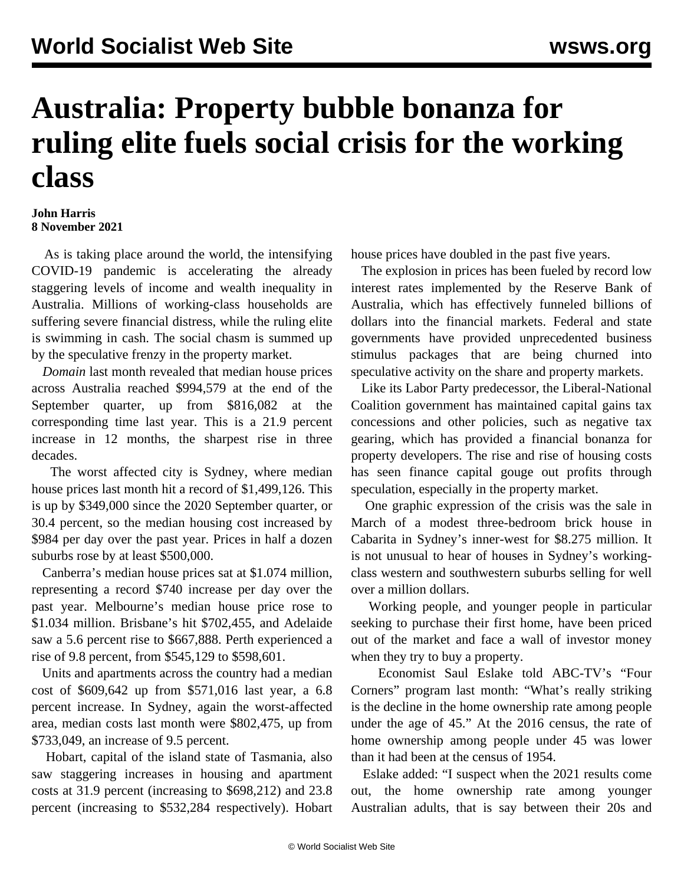# Australia: Property bubble bonanza for ruling elite fuels social crisis for the working class

**John Harris**
**8 November 2021**

As is taking place around the world, the intensifying COVID-19 pandemic is accelerating the already staggering levels of income and wealth inequality in Australia. Millions of working-class households are suffering severe financial distress, while the ruling elite is swimming in cash. The social chasm is summed up by the speculative frenzy in the property market.

*Domain* last month revealed that median house prices across Australia reached $994,579 at the end of the September quarter, up from $816,082 at the corresponding time last year. This is a 21.9 percent increase in 12 months, the sharpest rise in three decades.

The worst affected city is Sydney, where median house prices last month hit a record of $1,499,126. This is up by $349,000 since the 2020 September quarter, or 30.4 percent, so the median housing cost increased by $984 per day over the past year. Prices in half a dozen suburbs rose by at least $500,000.

Canberra's median house prices sat at $1.074 million, representing a record $740 increase per day over the past year. Melbourne's median house price rose to $1.034 million. Brisbane's hit $702,455, and Adelaide saw a 5.6 percent rise to $667,888. Perth experienced a rise of 9.8 percent, from $545,129 to $598,601.

Units and apartments across the country had a median cost of $609,642 up from $571,016 last year, a 6.8 percent increase. In Sydney, again the worst-affected area, median costs last month were $802,475, up from $733,049, an increase of 9.5 percent.

Hobart, capital of the island state of Tasmania, also saw staggering increases in housing and apartment costs at 31.9 percent (increasing to $698,212) and 23.8 percent (increasing to $532,284 respectively). Hobart house prices have doubled in the past five years.

The explosion in prices has been fueled by record low interest rates implemented by the Reserve Bank of Australia, which has effectively funneled billions of dollars into the financial markets. Federal and state governments have provided unprecedented business stimulus packages that are being churned into speculative activity on the share and property markets.

Like its Labor Party predecessor, the Liberal-National Coalition government has maintained capital gains tax concessions and other policies, such as negative tax gearing, which has provided a financial bonanza for property developers. The rise and rise of housing costs has seen finance capital gouge out profits through speculation, especially in the property market.

One graphic expression of the crisis was the sale in March of a modest three-bedroom brick house in Cabarita in Sydney's inner-west for $8.275 million. It is not unusual to hear of houses in Sydney's working-class western and southwestern suburbs selling for well over a million dollars.

Working people, and younger people in particular seeking to purchase their first home, have been priced out of the market and face a wall of investor money when they try to buy a property.

Economist Saul Eslake told ABC-TV's "Four Corners" program last month: "What's really striking is the decline in the home ownership rate among people under the age of 45." At the 2016 census, the rate of home ownership among people under 45 was lower than it had been at the census of 1954.

Eslake added: "I suspect when the 2021 results come out, the home ownership rate among younger Australian adults, that is say between their 20s and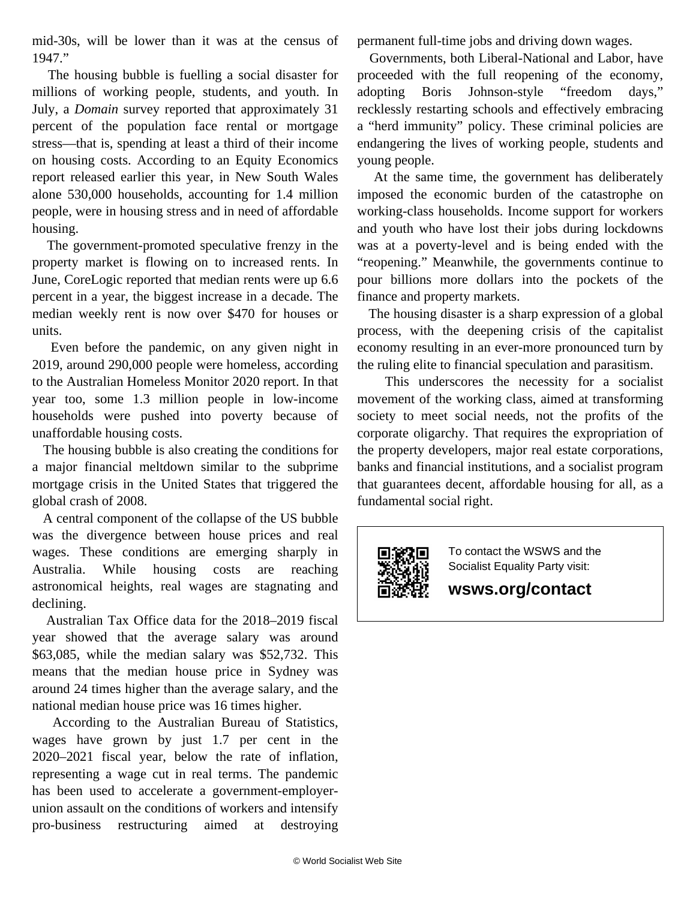mid-30s, will be lower than it was at the census of 1947."

The housing bubble is fuelling a social disaster for millions of working people, students, and youth. In July, a *Domain* survey reported that approximately 31 percent of the population face rental or mortgage stress—that is, spending at least a third of their income on housing costs. According to an Equity Economics report released earlier this year, in New South Wales alone 530,000 households, accounting for 1.4 million people, were in housing stress and in need of affordable housing.

The government-promoted speculative frenzy in the property market is flowing on to increased rents. In June, CoreLogic reported that median rents were up 6.6 percent in a year, the biggest increase in a decade. The median weekly rent is now over $470 for houses or units.

Even before the pandemic, on any given night in 2019, around 290,000 people were homeless, according to the Australian Homeless Monitor 2020 report. In that year too, some 1.3 million people in low-income households were pushed into poverty because of unaffordable housing costs.

The housing bubble is also creating the conditions for a major financial meltdown similar to the subprime mortgage crisis in the United States that triggered the global crash of 2008.

A central component of the collapse of the US bubble was the divergence between house prices and real wages. These conditions are emerging sharply in Australia. While housing costs are reaching astronomical heights, real wages are stagnating and declining.

Australian Tax Office data for the 2018–2019 fiscal year showed that the average salary was around $63,085, while the median salary was $52,732. This means that the median house price in Sydney was around 24 times higher than the average salary, and the national median house price was 16 times higher.

According to the Australian Bureau of Statistics, wages have grown by just 1.7 per cent in the 2020–2021 fiscal year, below the rate of inflation, representing a wage cut in real terms. The pandemic has been used to accelerate a government-employer-union assault on the conditions of workers and intensify pro-business restructuring aimed at destroying permanent full-time jobs and driving down wages.

Governments, both Liberal-National and Labor, have proceeded with the full reopening of the economy, adopting Boris Johnson-style "freedom days," recklessly restarting schools and effectively embracing a "herd immunity" policy. These criminal policies are endangering the lives of working people, students and young people.

At the same time, the government has deliberately imposed the economic burden of the catastrophe on working-class households. Income support for workers and youth who have lost their jobs during lockdowns was at a poverty-level and is being ended with the "reopening." Meanwhile, the governments continue to pour billions more dollars into the pockets of the finance and property markets.

The housing disaster is a sharp expression of a global process, with the deepening crisis of the capitalist economy resulting in an ever-more pronounced turn by the ruling elite to financial speculation and parasitism.

This underscores the necessity for a socialist movement of the working class, aimed at transforming society to meet social needs, not the profits of the corporate oligarchy. That requires the expropriation of the property developers, major real estate corporations, banks and financial institutions, and a socialist program that guarantees decent, affordable housing for all, as a fundamental social right.

To contact the WSWS and the Socialist Equality Party visit:

**wsws.org/contact**